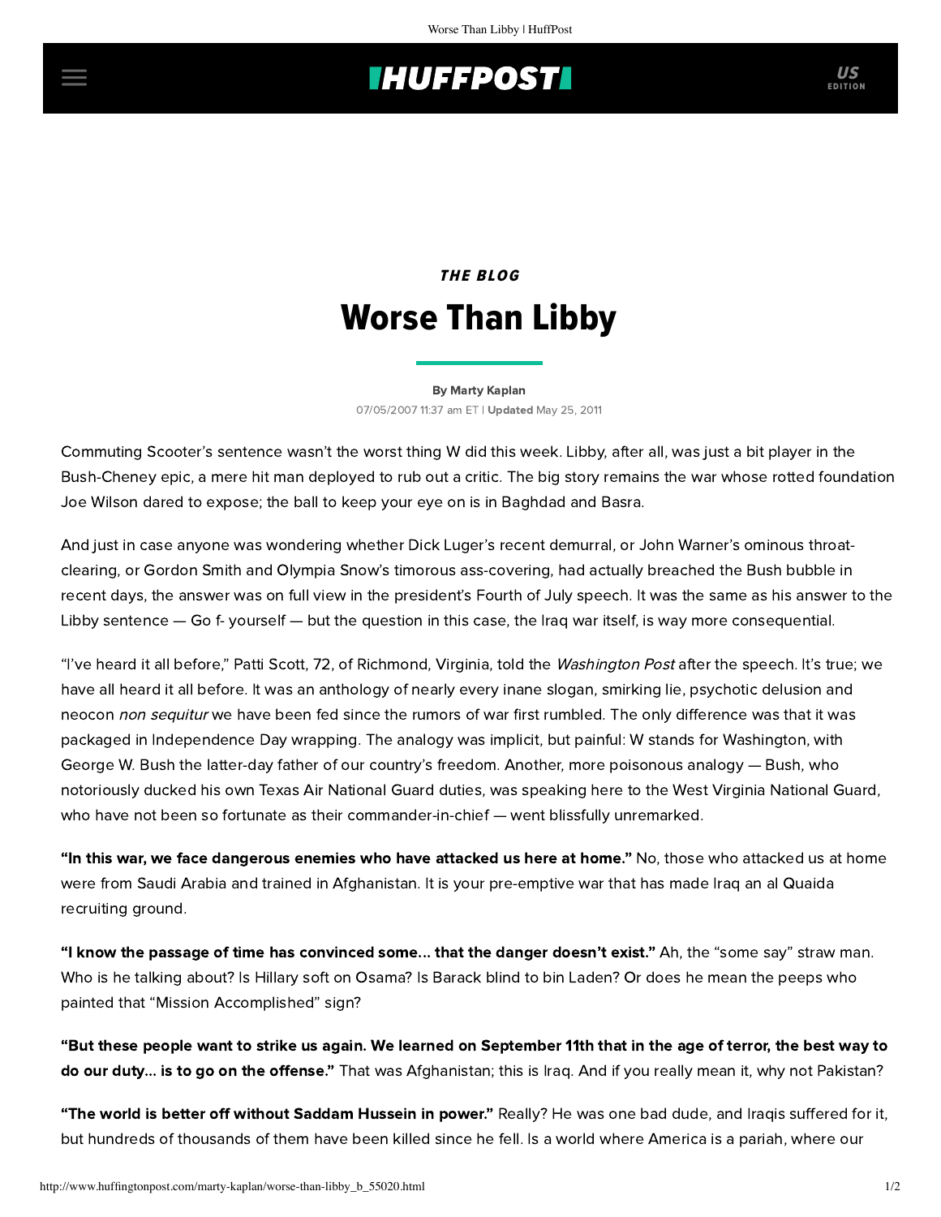THE BLOG

# Worse Than Libby

By Marty Kaplan

07/05/2007 11:37 am ET | **Updated** May 25, 2011

Commuting Scooter's sentence wasn't the worst thing W did this week. Libby, after all, was just a bit player in the Bush-Cheney epic, a mere hit man deployed to rub out a critic. The big story remains the war whose rotted foundation Joe Wilson dared to expose; the ball to keep your eye on is in Baghdad and Basra.

And just in case anyone was wondering whether Dick Luger's recent demurral, or John Warner's ominous throat-clearing, or Gordon Smith and Olympia Snow's timorous ass-covering, had actually breached the Bush bubble in recent days, the answer was on full view in the president's Fourth of July speech. It was the same as his answer to the Libby sentence — Go f- yourself — but the question in this case, the Iraq war itself, is way more consequential.

"I've heard it all before," Patti Scott, 72, of Richmond, Virginia, told the *Washington Post* after the speech. It's true; we have all heard it all before. It was an anthology of nearly every inane slogan, smirking lie, psychotic delusion and neocon *non sequitur* we have been fed since the rumors of war first rumbled. The only difference was that it was packaged in Independence Day wrapping. The analogy was implicit, but painful: W stands for Washington, with George W. Bush the latter-day father of our country's freedom. Another, more poisonous analogy — Bush, who notoriously ducked his own Texas Air National Guard duties, was speaking here to the West Virginia National Guard, who have not been so fortunate as their commander-in-chief — went blissfully unremarked.

**"In this war, we face dangerous enemies who have attacked us here at home."** No, those who attacked us at home were from Saudi Arabia and trained in Afghanistan. It is your pre-emptive war that has made Iraq an al Quaida recruiting ground.

**"I know the passage of time has convinced some... that the danger doesn't exist."** Ah, the "some say" straw man. Who is he talking about? Is Hillary soft on Osama? Is Barack blind to bin Laden? Or does he mean the peeps who painted that "Mission Accomplished" sign?

**"But these people want to strike us again. We learned on September 11th that in the age of terror, the best way to do our duty... is to go on the offense."** That was Afghanistan; this is Iraq. And if you really mean it, why not Pakistan?

**"The world is better off without Saddam Hussein in power."** Really? He was one bad dude, and Iraqis suffered for it, but hundreds of thousands of them have been killed since he fell. Is a world where America is a pariah, where our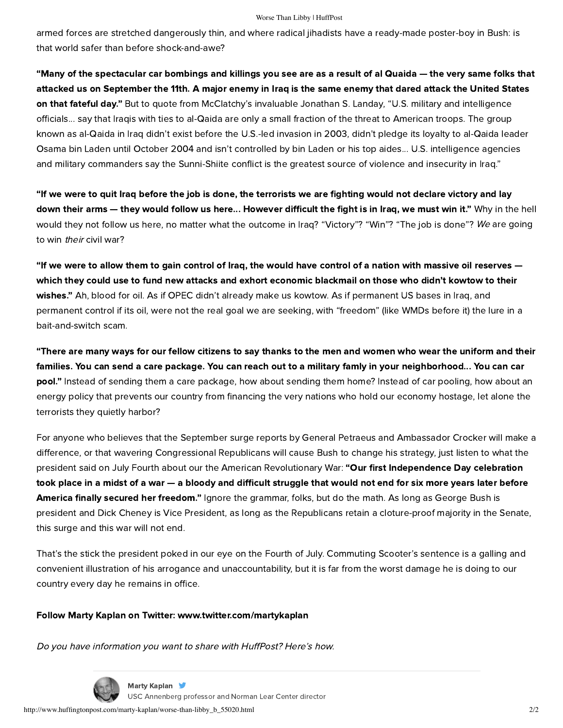armed forces are stretched dangerously thin, and where radical jihadists have a ready-made poster-boy in Bush: is that world safer than before shock-and-awe?

**"Many of the spectacular car bombings and killings you see are as a result of al Quaida — the very same folks that attacked us on September the 11th. A major enemy in Iraq is the same enemy that dared attack the United States on that fateful day."** But to quote from McClatchy's invaluable Jonathan S. Landay, "U.S. military and intelligence officials... say that Iraqis with ties to al-Qaida are only a small fraction of the threat to American troops. The group known as al-Qaida in Iraq didn't exist before the U.S.-led invasion in 2003, didn't pledge its loyalty to al-Qaida leader Osama bin Laden until October 2004 and isn't controlled by bin Laden or his top aides... U.S. intelligence agencies and military commanders say the Sunni-Shiite conflict is the greatest source of violence and insecurity in Iraq."

**"If we were to quit Iraq before the job is done, the terrorists we are fighting would not declare victory and lay down their arms — they would follow us here... However difficult the fight is in Iraq, we must win it."** Why in the hell would they not follow us here, no matter what the outcome in Iraq? "Victory"? "Win"? "The job is done"? *We* are going to win *their* civil war?

**"If we were to allow them to gain control of Iraq, the would have control of a nation with massive oil reserves — which they could use to fund new attacks and exhort economic blackmail on those who didn't kowtow to their wishes."** Ah, blood for oil. As if OPEC didn't already make us kowtow. As if permanent US bases in Iraq, and permanent control if its oil, were not the real goal we are seeking, with "freedom" (like WMDs before it) the lure in a bait-and-switch scam.

**"There are many ways for our fellow citizens to say thanks to the men and women who wear the uniform and their families. You can send a care package. You can reach out to a military famly in your neighborhood... You can car pool."** Instead of sending them a care package, how about sending them home? Instead of car pooling, how about an energy policy that prevents our country from financing the very nations who hold our economy hostage, let alone the terrorists they quietly harbor?

For anyone who believes that the September surge reports by General Petraeus and Ambassador Crocker will make a difference, or that wavering Congressional Republicans will cause Bush to change his strategy, just listen to what the president said on July Fourth about our the American Revolutionary War: **"Our first Independence Day celebration took place in a midst of a war — a bloody and difficult struggle that would not end for six more years later before America finally secured her freedom."** Ignore the grammar, folks, but do the math. As long as George Bush is president and Dick Cheney is Vice President, as long as the Republicans retain a cloture-proof majority in the Senate, this surge and this war will not end.

That's the stick the president poked in our eye on the Fourth of July. Commuting Scooter's sentence is a galling and convenient illustration of his arrogance and unaccountability, but it is far from the worst damage he is doing to our country every day he remains in office.

**Follow Marty Kaplan on Twitter: www.twitter.com/martykaplan**

*Do you have information you want to share with HuffPost? Here's how.*

**Marty Kaplan**
USC Annenberg professor and Norman Lear Center director